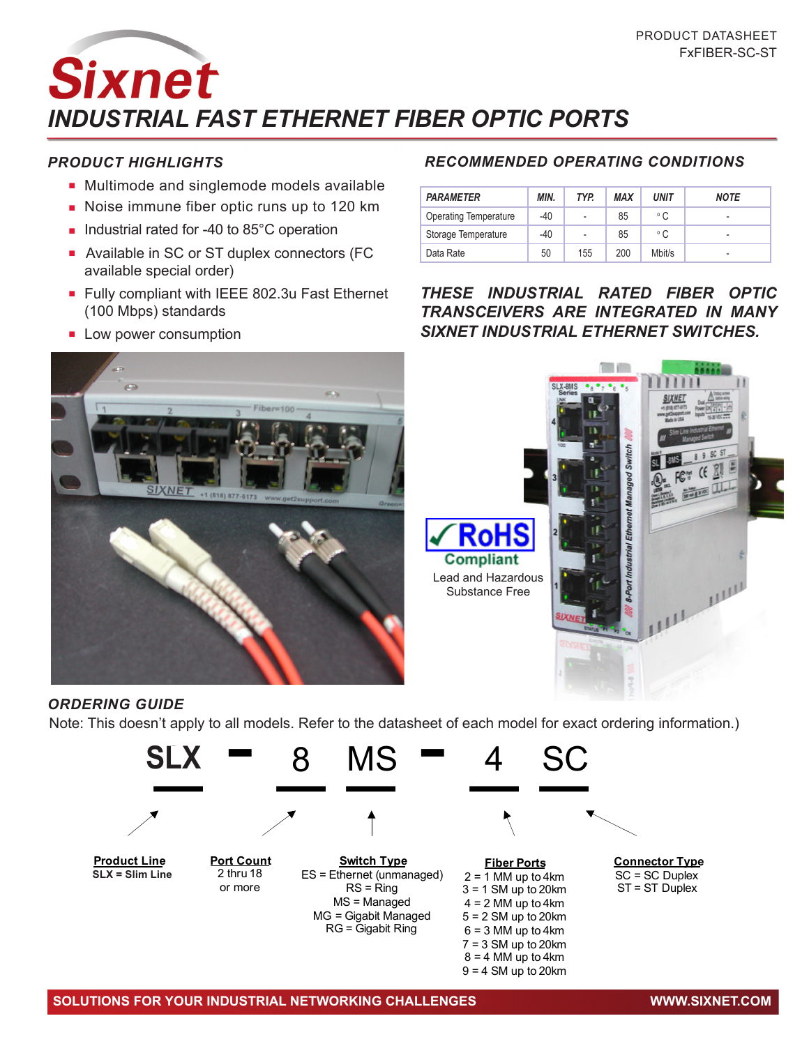PRODUCT DATASHEET
FxFIBER-SC-ST

# Sixnet

# INDUSTRIAL FAST ETHERNET FIBER OPTIC PORTS

## PRODUCT HIGHLIGHTS

- Multimode and singlemode models available
- Noise immune fiber optic runs up to 120 km
- Industrial rated for -40 to 85°C operation
- Available in SC or ST duplex connectors (FC available special order)
- Fully compliant with IEEE 802.3u Fast Ethernet (100 Mbps) standards
- Low power consumption

## RECOMMENDED OPERATING CONDITIONS

| PARAMETER | MIN. | TYP. | MAX | UNIT | NOTE |
|---|---|---|---|---|---|
| Operating Temperature | -40 | - | 85 | °C | - |
| Storage Temperature | -40 | - | 85 | °C | - |
| Data Rate | 50 | 155 | 200 | Mbit/s | - |

***THESE INDUSTRIAL RATED FIBER OPTIC TRANSCEIVERS ARE INTEGRATED IN MANY SIXNET INDUSTRIAL ETHERNET SWITCHES.***

RoHS Compliant
Lead and Hazardous Substance Free

## ORDERING GUIDE

Note: This doesn't apply to all models. Refer to the datasheet of each model for exact ordering information.)

**SLX - 8 MS - 4 SC**

**Product Line**
SLX = Slim Line

**Port Count**
2 thru 18 or more

**Switch Type**
ES = Ethernet (unmanaged)
RS = Ring
MS = Managed
MG = Gigabit Managed
RG = Gigabit Ring

**Fiber Ports**
2 = 1 MM up to 4km
3 = 1 SM up to 20km
4 = 2 MM up to 4km
5 = 2 SM up to 20km
6 = 3 MM up to 4km
7 = 3 SM up to 20km
8 = 4 MM up to 4km
9 = 4 SM up to 20km

**Connector Type**
SC = SC Duplex
ST = ST Duplex

SOLUTIONS FOR YOUR INDUSTRIAL NETWORKING CHALLENGES — WWW.SIXNET.COM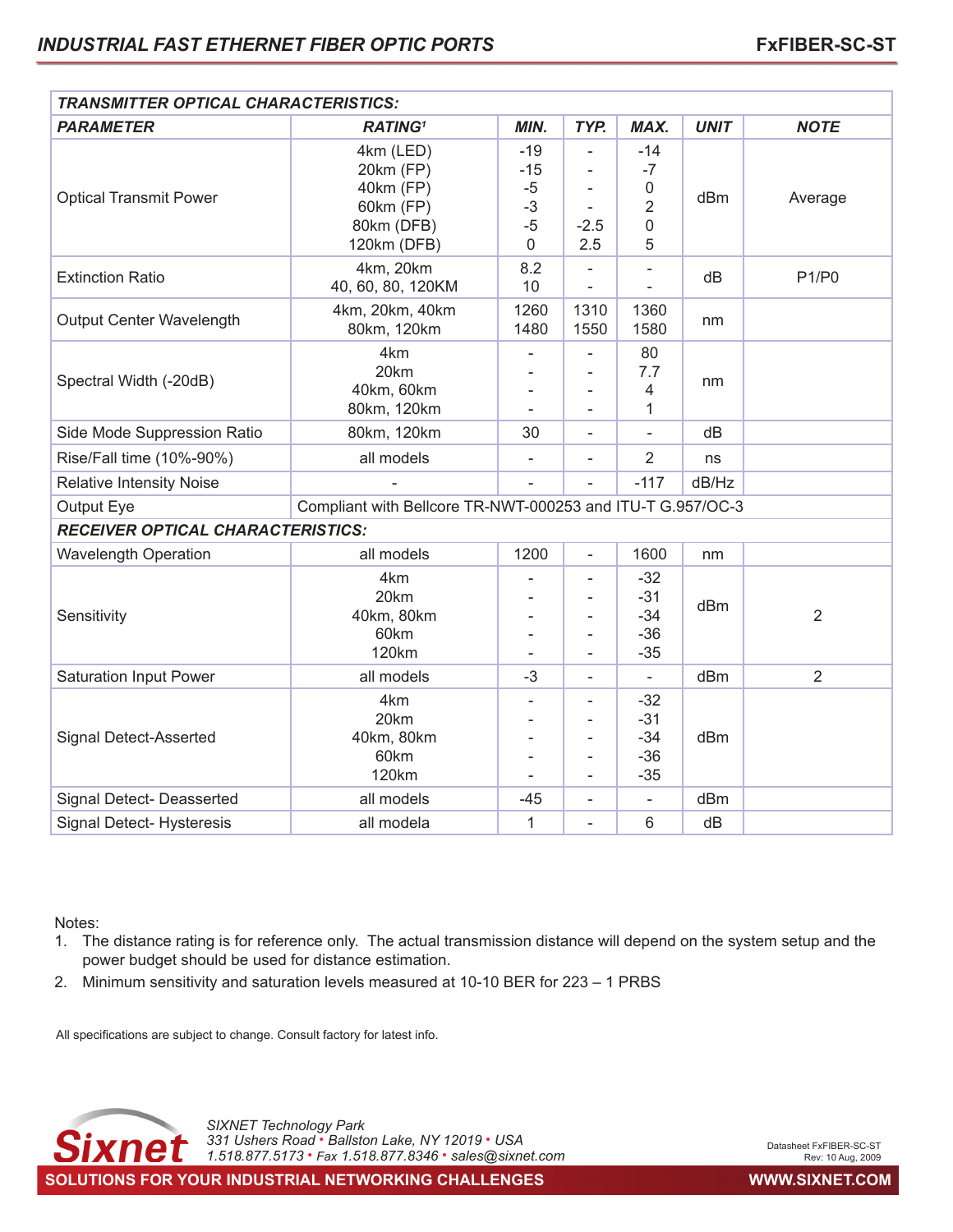| *TRANSMITTER OPTICAL CHARACTERISTICS:* | | | | | | |
|---|---|---|---|---|---|---|
| ***PARAMETER*** | ***RATING[1]*** | ***MIN.*** | ***TYP.*** | ***MAX.*** | ***UNIT*** | ***NOTE*** |
| Optical Transmit Power | 4km (LED)<br>20km (FP)<br>40km (FP)<br>60km (FP)<br>80km (DFB)<br>120km (DFB) | -19<br>-15<br>-5<br>-3<br>-5<br>0 | -<br>-<br>-<br>-<br>-2.5<br>2.5 | -14<br>-7<br>0<br>2<br>0<br>5 | dBm | Average |
| Extinction Ratio | 4km, 20km<br>40, 60, 80, 120KM | 8.2<br>10 | -<br>- | -<br>- | dB | P1/P0 |
| Output Center Wavelength | 4km, 20km, 40km<br>80km, 120km | 1260<br>1480 | 1310<br>1550 | 1360<br>1580 | nm | |
| Spectral Width (-20dB) | 4km<br>20km<br>40km, 60km<br>80km, 120km | -<br>-<br>-<br>- | -<br>-<br>-<br>- | 80<br>7.7<br>4<br>1 | nm | |
| Side Mode Suppression Ratio | 80km, 120km | 30 | - | - | dB | |
| Rise/Fall time (10%-90%) | all models | - | - | 2 | ns | |
| Relative Intensity Noise | - | - | - | -117 | dB/Hz | |
| Output Eye | Compliant with Bellcore TR-NWT-000253 and ITU-T G.957/OC-3 | | | | | |
| *RECEIVER OPTICAL CHARACTERISTICS:* | | | | | | |
| Wavelength Operation | all models | 1200 | - | 1600 | nm | |
| Sensitivity | 4km<br>20km<br>40km, 80km<br>60km<br>120km | -<br>-<br>-<br>-<br>- | -<br>-<br>-<br>-<br>- | -32<br>-31<br>-34<br>-36<br>-35 | dBm | 2 |
| Saturation Input Power | all models | -3 | - | - | dBm | 2 |
| Signal Detect-Asserted | 4km<br>20km<br>40km, 80km<br>60km<br>120km | -<br>-<br>-<br>-<br>- | -<br>-<br>-<br>-<br>- | -32<br>-31<br>-34<br>-36<br>-35 | dBm | |
| Signal Detect- Deasserted | all models | -45 | - | - | dBm | |
| Signal Detect- Hysteresis | all modela | 1 | - | 6 | dB | |

Notes:

1. The distance rating is for reference only. The actual transmission distance will depend on the system setup and the power budget should be used for estimation.
2. Minimum sensitivity and saturation levels measured at 10-10 BER for 223 – 1 PRBS

All specifications are subject to change. Consult factory for latest info.

Sixnet

*SIXNET Technology Park*
*331 Ushers Road • Ballston Lake, NY 12019 • USA*
*1.518.877.5173 • Fax 1.518.877.8346 • sales@sixnet.com*

Datasheet FxFIBER-SC-ST
Rev: 10 Aug, 2009

**SOLUTIONS FOR YOUR INDUSTRIAL NETWORKING CHALLENGES** **WWW.SIXNET.COM**